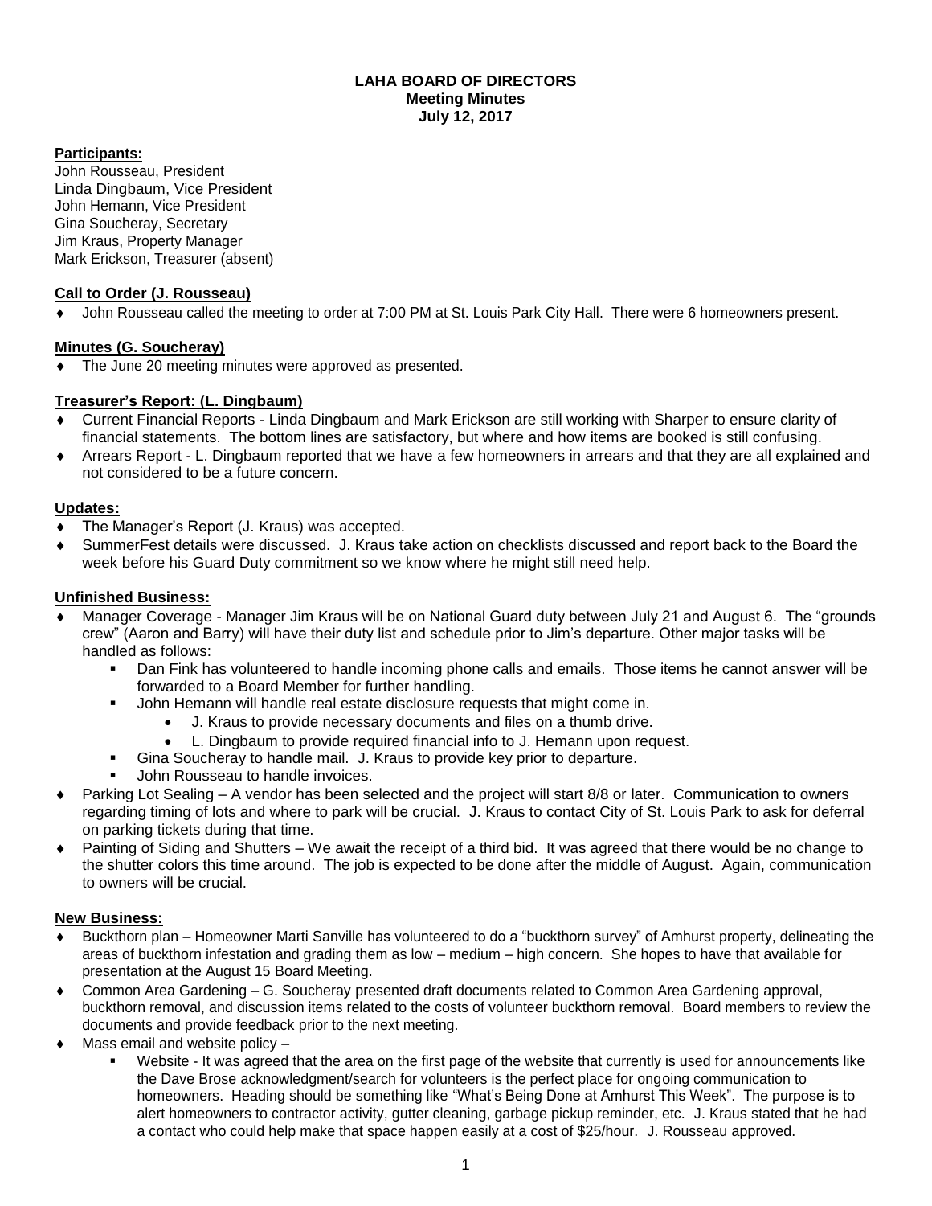# LAHA BOARD OF DIRECTORS
## Meeting Minutes
## July 12, 2017

**Participants:**

John Rousseau, President
Linda Dingbaum, Vice President
John Hemann, Vice President
Gina Soucheray, Secretary
Jim Kraus, Property Manager
Mark Erickson, Treasurer (absent)

**Call to Order (J. Rousseau)**

- John Rousseau called the meeting to order at 7:00 PM at St. Louis Park City Hall. There were 6 homeowners present.

**Minutes (G. Soucheray)**

- The June 20 meeting minutes were approved as presented.

**Treasurer's Report: (L. Dingbaum)**

- Current Financial Reports - Linda Dingbaum and Mark Erickson are still working with Sharper to ensure clarity of financial statements. The bottom lines are satisfactory, but where and how items are booked is still confusing.
- Arrears Report - L. Dingbaum reported that we have a few homeowners in arrears and that they are all explained and not considered to be a future concern.

**Updates:**

- The Manager's Report (J. Kraus) was accepted.
- SummerFest details were discussed. J. Kraus take action on checklists discussed and report back to the Board the week before his Guard Duty commitment so we know where he might still need help.

**Unfinished Business:**

- Manager Coverage - Manager Jim Kraus will be on National Guard duty between July 21 and August 6. The "grounds crew" (Aaron and Barry) will have their duty list and schedule prior to Jim's departure. Other major tasks will be handled as follows:
  - Dan Fink has volunteered to handle incoming phone calls and emails. Those items he cannot answer will be forwarded to a Board Member for further handling.
  - John Hemann will handle real estate disclosure requests that might come in.
    - J. Kraus to provide necessary documents and files on a thumb drive.
    - L. Dingbaum to provide required financial info to J. Hemann upon request.
  - Gina Soucheray to handle mail. J. Kraus to provide key prior to departure.
  - John Rousseau to handle invoices.
- Parking Lot Sealing – A vendor has been selected and the project will start 8/8 or later. Communication to owners regarding timing of lots and where to park will be crucial. J. Kraus to contact City of St. Louis Park to ask for deferral on parking tickets during that time.
- Painting of Siding and Shutters – We await the receipt of a third bid. It was agreed that there would be no change to the shutter colors this time around. The job is expected to be done after the middle of August. Again, communication to owners will be crucial.

**New Business:**

- Buckthorn plan – Homeowner Marti Sanville has volunteered to do a "buckthorn survey" of Amhurst property, delineating the areas of buckthorn infestation and grading them as low – medium – high concern. She hopes to have that available for presentation at the August 15 Board Meeting.
- Common Area Gardening – G. Soucheray presented draft documents related to Common Area Gardening approval, buckthorn removal, and discussion items related to the costs of volunteer buckthorn removal. Board members to review the documents and provide feedback prior to the next meeting.
- Mass email and website policy –
  - Website - It was agreed that the area on the first page of the website that currently is used for announcements like the Dave Brose acknowledgment/search for volunteers is the perfect place for ongoing communication to homeowners. Heading should be something like "What's Being Done at Amhurst This Week". The purpose is to alert homeowners to contractor activity, gutter cleaning, garbage pickup reminder, etc. J. Kraus stated that he had a contact who could help make that space happen easily at a cost of $25/hour. J. Rousseau approved.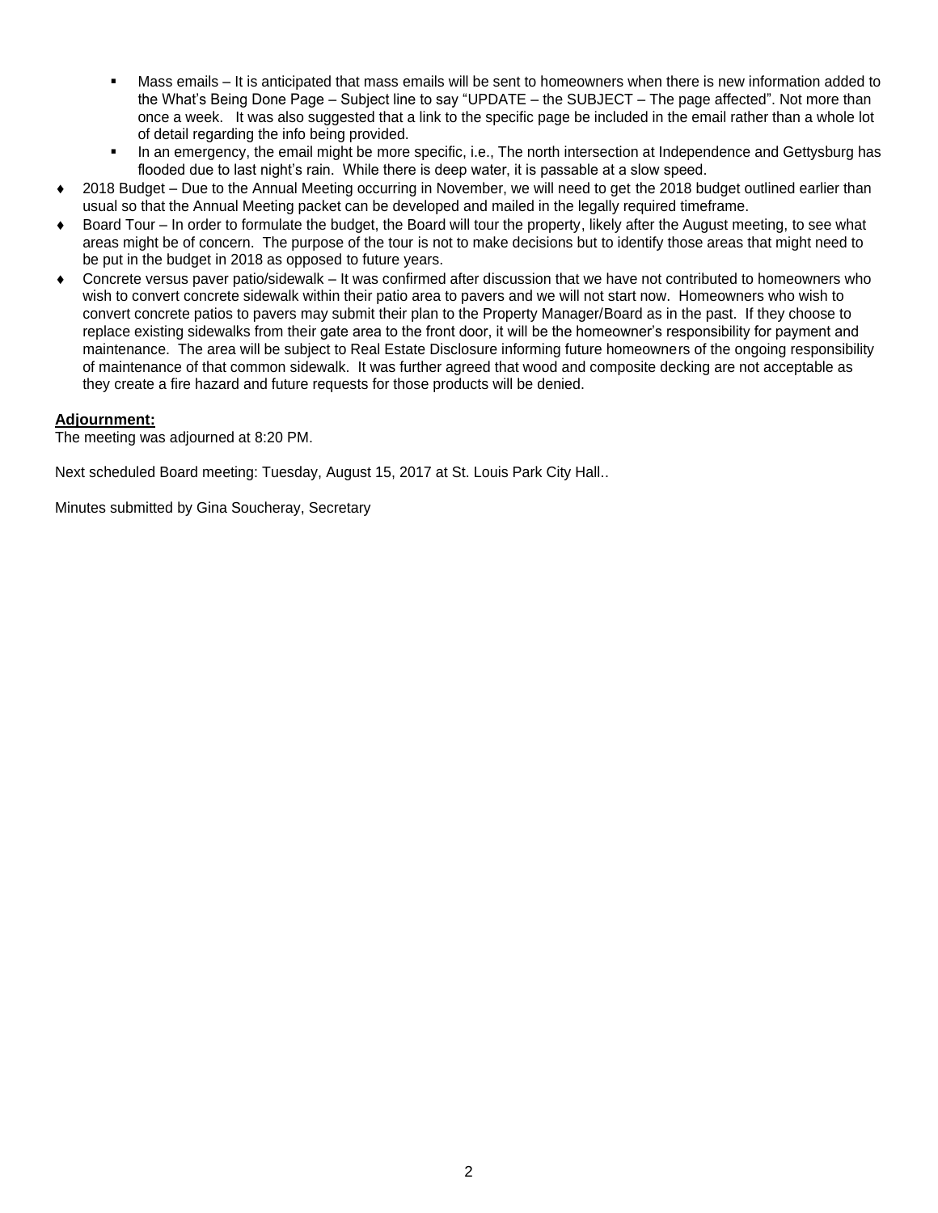- Mass emails – It is anticipated that mass emails will be sent to homeowners when there is new information added to the What's Being Done Page – Subject line to say "UPDATE – the SUBJECT – The page affected". Not more than once a week. It was also suggested that a link to the specific page be included in the email rather than a whole lot of detail regarding the info being provided.
  - In an emergency, the email might be more specific, i.e., The north intersection at Independence and Gettysburg has flooded due to last night's rain. While there is deep water, it is passable at a slow speed.
- 2018 Budget – Due to the Annual Meeting occurring in November, we will need to get the 2018 budget outlined earlier than usual so that the Annual Meeting packet can be developed and mailed in the legally required timeframe.
- Board Tour – In order to formulate the budget, the Board will tour the property, likely after the August meeting, to see what areas might be of concern. The purpose of the tour is not to make decisions but to identify those areas that might need to be put in the budget in 2018 as opposed to future years.
- Concrete versus paver patio/sidewalk – It was confirmed after discussion that we have not contributed to homeowners who wish to convert concrete sidewalk within their patio area to pavers and we will not start now. Homeowners who wish to convert concrete patios to pavers may submit their plan to the Property Manager/Board as in the past. If they choose to replace existing sidewalks from their gate area to the front door, it will be the homeowner's responsibility for payment and maintenance. The area will be subject to Real Estate Disclosure informing future homeowners of the ongoing responsibility of maintenance of that common sidewalk. It was further agreed that wood and composite decking are not acceptable as they create a fire hazard and future requests for those products will be denied.

**Adjournment:**

The meeting was adjourned at 8:20 PM.

Next scheduled Board meeting: Tuesday, August 15, 2017 at St. Louis Park City Hall..

Minutes submitted by Gina Soucheray, Secretary